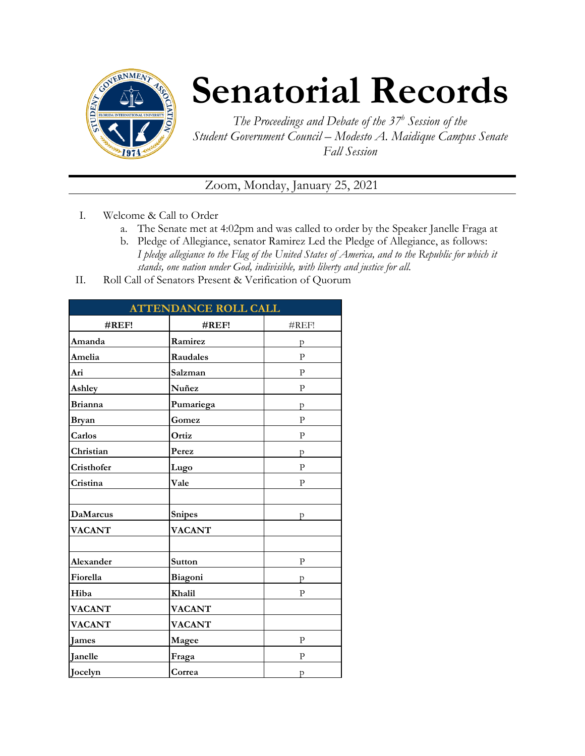# Senatorial Records

*The Proceedings and Debate of the 37[b] Session of the Student Government Council – Modesto A. Maidique Campus Senate Fall Session*

Zoom, Monday, January 25, 2021

I. Welcome & Call to Order
   a. The Senate met at 4:02pm and was called to order by the Speaker Janelle Fraga at
   b. Pledge of Allegiance, senator Ramirez Led the Pledge of Allegiance, as follows: *I pledge allegiance to the Flag of the United States of America, and to the Republic for which it stands, one nation under God, indivisible, with liberty and justice for all.*

II. Roll Call of Senators Present & Verification of Quorum

| ATTENDANCE ROLL CALL | | |
|---|---|---|
| **#REF!** | **#REF!** | #REF! |
| **Amanda** | **Ramirez** | P |
| **Amelia** | **Raudales** | P |
| **Ari** | **Salzman** | P |
| **Ashley** | **Nuñez** | P |
| **Brianna** | **Pumariega** | P |
| **Bryan** | **Gomez** | P |
| **Carlos** | **Ortiz** | P |
| **Christian** | **Perez** | P |
| **Cristhofer** | **Lugo** | P |
| **Cristina** | **Vale** | P |
| | | |
| **DaMarcus** | **Snipes** | P |
| **VACANT** | **VACANT** | |
| | | |
| **Alexander** | **Sutton** | P |
| **Fiorella** | **Biagoni** | P |
| **Hiba** | **Khalil** | P |
| **VACANT** | **VACANT** | |
| **VACANT** | **VACANT** | |
| **James** | **Magee** | P |
| **Janelle** | **Fraga** | P |
| **Jocelyn** | **Correa** | P |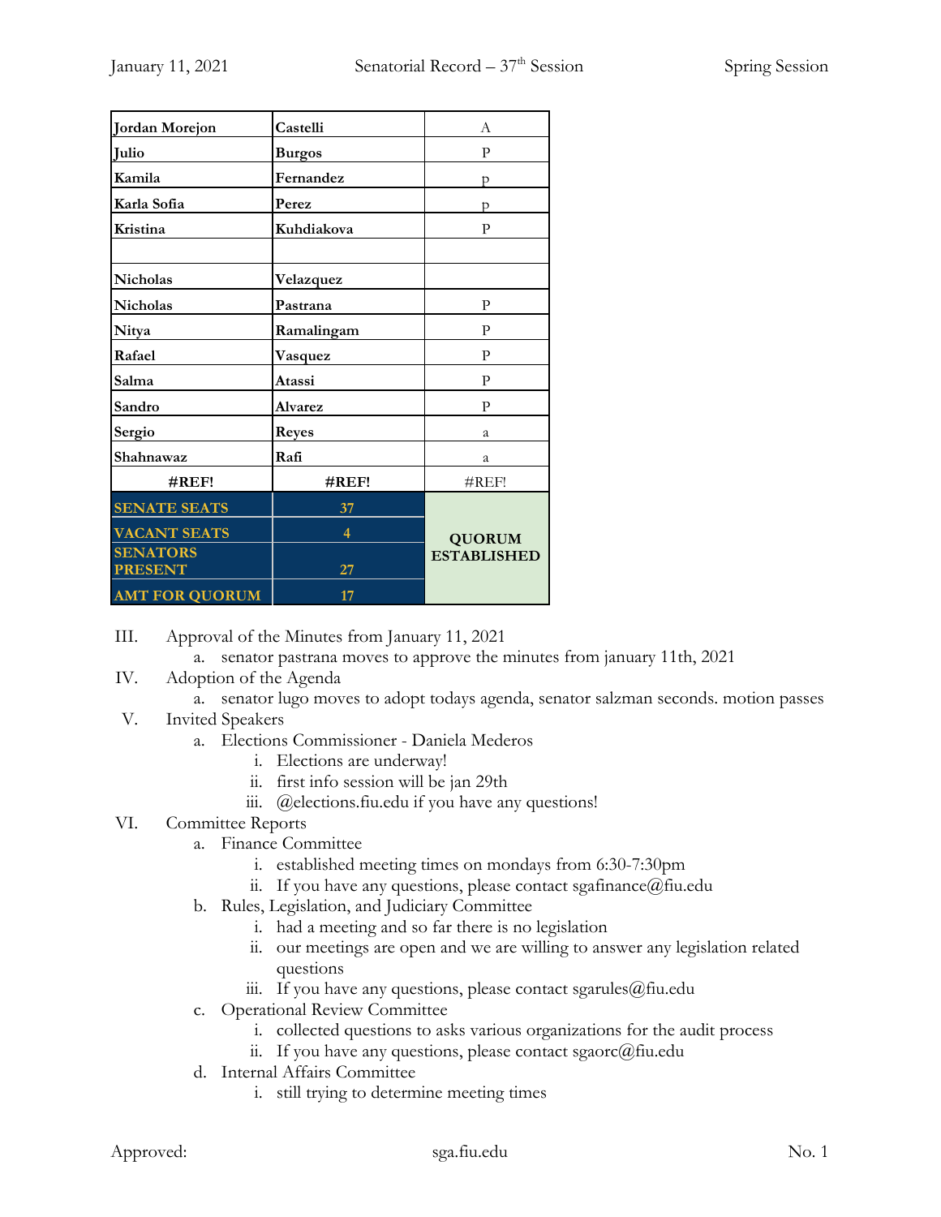| Jordan Morejon | Castelli | A |
|---|---|---|
| Julio | Burgos | P |
| Kamila | Fernandez | p |
| Karla Sofia | Perez | p |
| Kristina | Kuhdiakova | P |
| | | |
| Nicholas | Velazquez | |
| Nicholas | Pastrana | P |
| Nitya | Ramalingam | P |
| Rafael | Vasquez | P |
| Salma | Atassi | P |
| Sandro | Alvarez | P |
| Sergio | Reyes | a |
| Shahnawaz | Rafi | a |
| **#REF!** | **#REF!** | #REF! |
| **SENATE SEATS** | **37** | **QUORUM ESTABLISHED** |
| **VACANT SEATS** | **4** | |
| **SENATORS PRESENT** | **27** | |
| **AMT FOR QUORUM** | **17** | |

III. Approval of the Minutes from January 11, 2021
   a. senator pastrana moves to approve the minutes from january 11th, 2021

IV. Adoption of the Agenda
   a. senator lugo moves to adopt todays agenda, senator salzman seconds. motion passes

V. Invited Speakers
   a. Elections Commissioner - Daniela Mederos
      i. Elections are underway!
      ii. first info session will be jan 29th
      iii. @elections.fiu.edu if you have any questions!

VI. Committee Reports
   a. Finance Committee
      i. established meeting times on mondays from 6:30-7:30pm
      ii. If you have any questions, please contact sgafinance@fiu.edu
   b. Rules, Legislation, and Judiciary Committee
      i. had a meeting and so far there is no legislation
      ii. our meetings are open and we are willing to answer any legislation related questions
      iii. If you have any questions, please contact sgarules@fiu.edu
   c. Operational Review Committee
      i. collected questions to asks various organizations for the audit process
      ii. If you have any questions, please contact sgaorc@fiu.edu
   d. Internal Affairs Committee
      i. still trying to determine meeting times

Approved: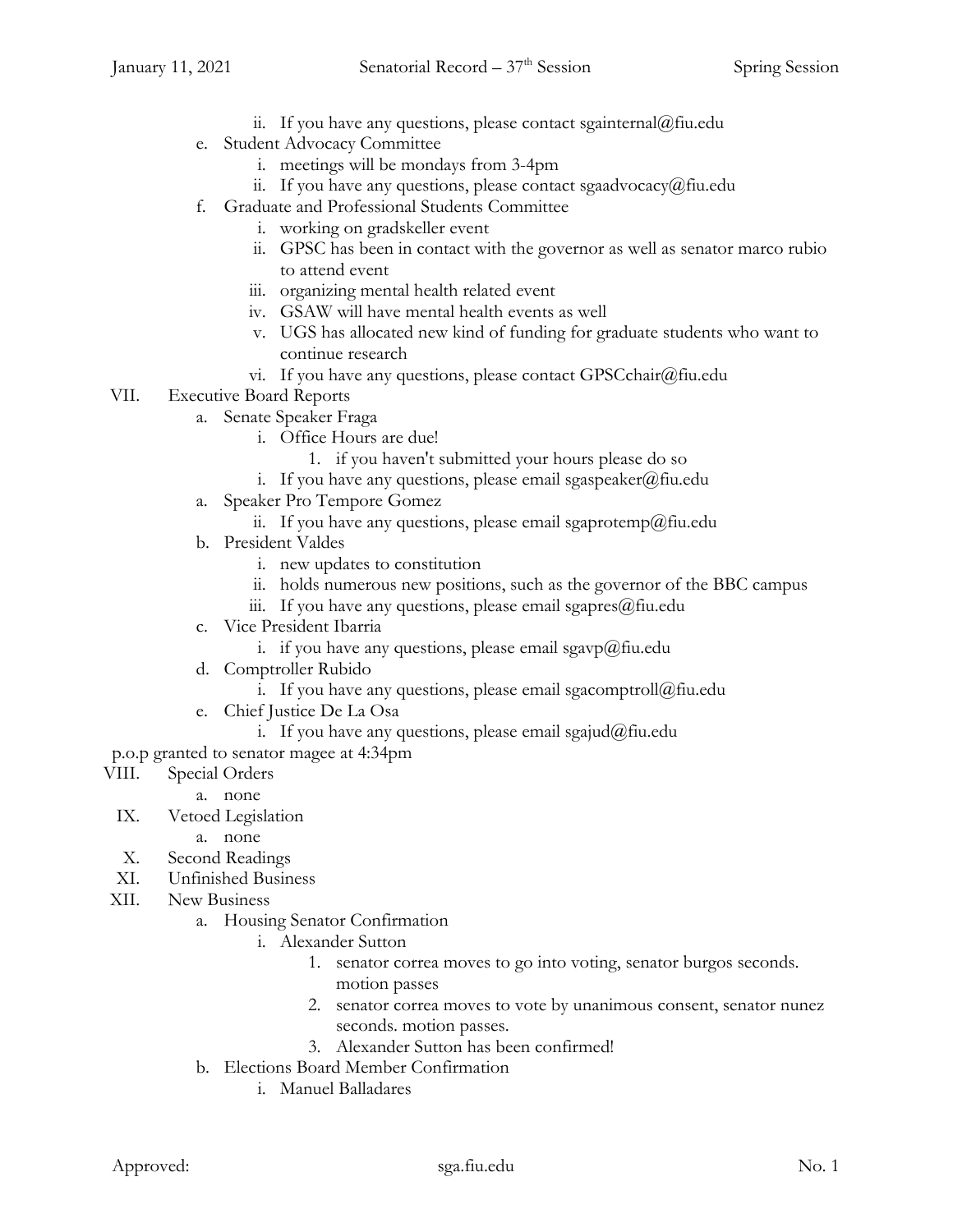ii. If you have any questions, please contact sgainternal@fiu.edu
    e. Student Advocacy Committee
        i. meetings will be mondays from 3-4pm
        ii. If you have any questions, please contact sgaadvocacy@fiu.edu
    f. Graduate and Professional Students Committee
        i. working on gradskeller event
        ii. GPSC has been in contact with the governor as well as senator marco rubio to attend event
        iii. organizing mental health related event
        iv. GSAW will have mental health events as well
        v. UGS has allocated new kind of funding for graduate students who want to continue research
        vi. If you have any questions, please contact GPSCchair@fiu.edu

VII. Executive Board Reports
    a. Senate Speaker Fraga
        i. Office Hours are due!
            1. if you haven't submitted your hours please do so
        i. If you have any questions, please email sgaspeaker@fiu.edu
    a. Speaker Pro Tempore Gomez
        ii. If you have any questions, please email sgaprotemp@fiu.edu
    b. President Valdes
        i. new updates to constitution
        ii. holds numerous new positions, such as the governor of the BBC campus
        iii. If you have any questions, please email sgapres@fiu.edu
    c. Vice President Ibarria
        i. if you have any questions, please email sgavp@fiu.edu
    d. Comptroller Rubido
        i. If you have any questions, please email sgacomptroll@fiu.edu
    e. Chief Justice De La Osa
        i. If you have any questions, please email sgajud@fiu.edu

p.o.p granted to senator magee at 4:34pm

VIII. Special Orders
    a. none

IX. Vetoed Legislation
    a. none

X. Second Readings

XI. Unfinished Business

XII. New Business
    a. Housing Senator Confirmation
        i. Alexander Sutton
            1. senator correa moves to go into voting, senator burgos seconds. motion passes
            2. senator correa moves to vote by unanimous consent, senator nunez seconds. motion passes.
            3. Alexander Sutton has been confirmed!
    b. Elections Board Member Confirmation
        i. Manuel Balladares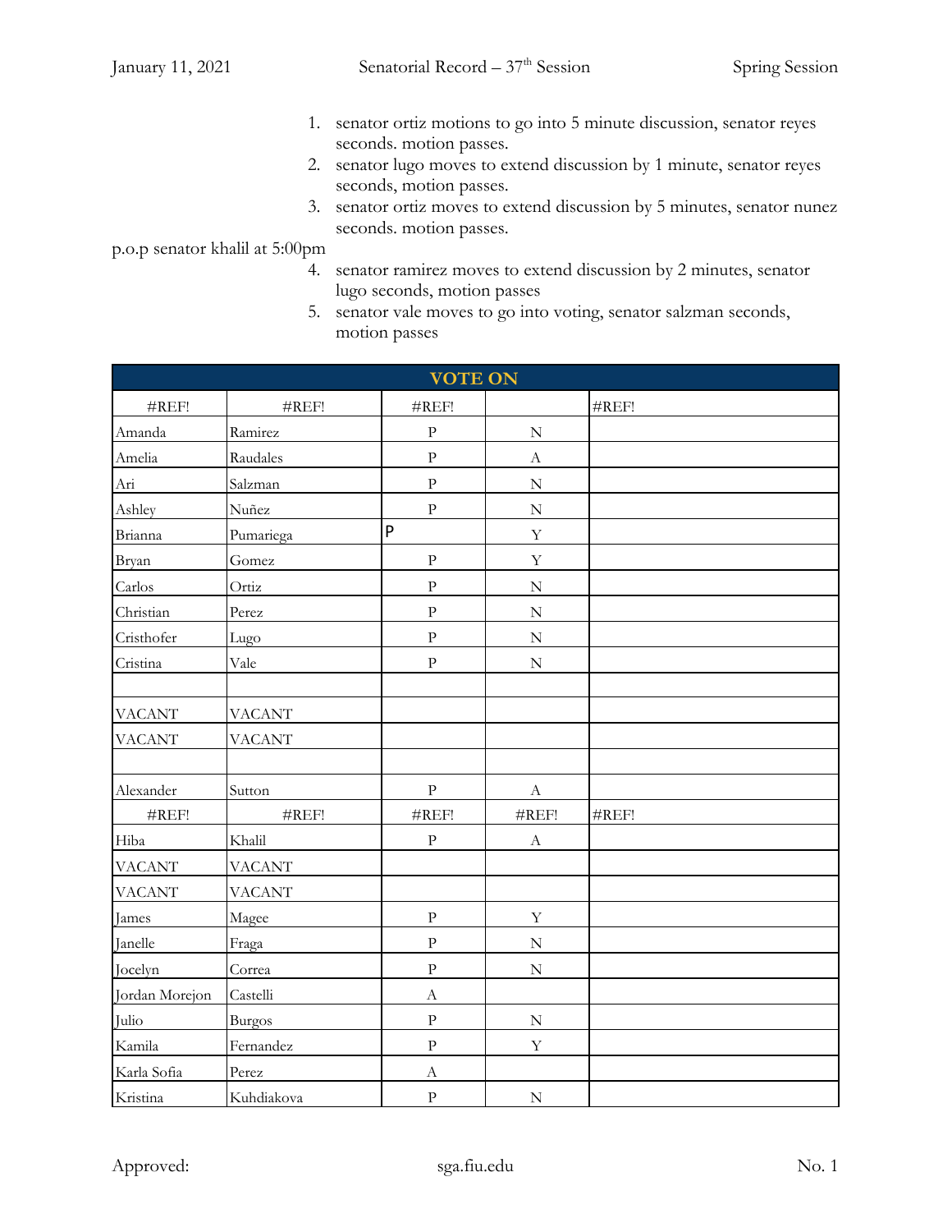1. senator ortiz motions to go into 5 minute discussion, senator reyes seconds. motion passes.
2. senator lugo moves to extend discussion by 1 minute, senator reyes seconds, motion passes.
3. senator ortiz moves to extend discussion by 5 minutes, senator nunez seconds. motion passes.

p.o.p senator khalil at 5:00pm

4. senator ramirez moves to extend discussion by 2 minutes, senator lugo seconds, motion passes
5. senator vale moves to go into voting, senator salzman seconds, motion passes

| VOTE ON | | | | |
|---|---|---|---|---|
| #REF! | #REF! | #REF! | | #REF! |
| Amanda | Ramirez | P | N | |
| Amelia | Raudales | P | A | |
| Ari | Salzman | P | N | |
| Ashley | Nuñez | P | N | |
| Brianna | Pumariega | P | Y | |
| Bryan | Gomez | P | Y | |
| Carlos | Ortiz | P | N | |
| Christian | Perez | P | N | |
| Cristhofer | Lugo | P | N | |
| Cristina | Vale | P | N | |
| | | | | |
| VACANT | VACANT | | | |
| VACANT | VACANT | | | |
| | | | | |
| Alexander | Sutton | P | A | |
| #REF! | #REF! | #REF! | #REF! | #REF! |
| Hiba | Khalil | P | A | |
| VACANT | VACANT | | | |
| VACANT | VACANT | | | |
| James | Magee | P | Y | |
| Janelle | Fraga | P | N | |
| Jocelyn | Correa | P | N | |
| Jordan Morejon | Castelli | A | | |
| Julio | Burgos | P | N | |
| Kamila | Fernandez | P | Y | |
| Karla Sofia | Perez | A | | |
| Kristina | Kuhdiakova | P | N | |

Approved: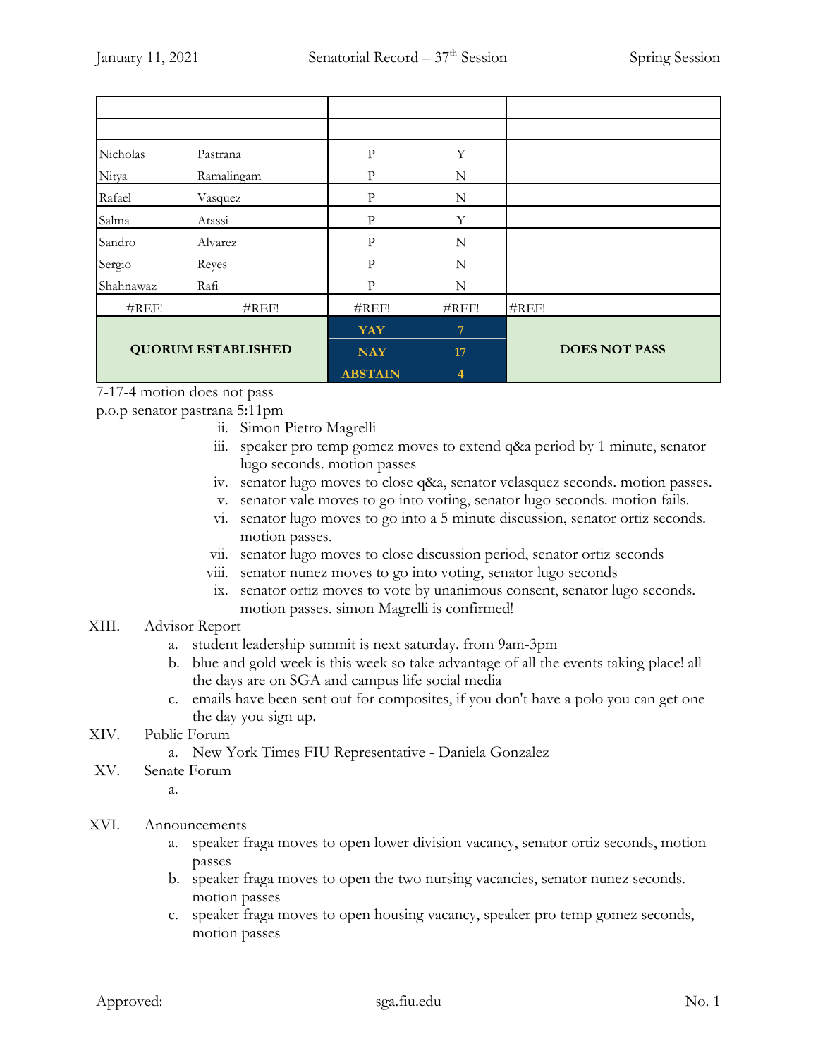| | | | | |
|---|---|---|---|---|
| | | | | |
| | | | | |
| Nicholas | Pastrana | P | Y | |
| Nitya | Ramalingam | P | N | |
| Rafael | Vasquez | P | N | |
| Salma | Atassi | P | Y | |
| Sandro | Alvarez | P | N | |
| Sergio | Reyes | P | N | |
| Shahnawaz | Rafi | P | N | |
| #REF! | #REF! | #REF! | #REF! | #REF! |
| **QUORUM ESTABLISHED** | | **YAY** | **7** | **DOES NOT PASS** |
| | | **NAY** | **17** | |
| | | **ABSTAIN** | **4** | |

7-17-4 motion does not pass

p.o.p senator pastrana 5:11pm

ii. Simon Pietro Magrelli

iii. speaker pro temp gomez moves to extend q&a period by 1 minute, senator lugo seconds. motion passes

iv. senator lugo moves to close q&a, senator velasquez seconds. motion passes.

v. senator vale moves to go into voting, senator lugo seconds. motion fails.

vi. senator lugo moves to go into a 5 minute discussion, senator ortiz seconds. motion passes.

vii. senator lugo moves to close discussion period, senator ortiz seconds

viii. senator nunez moves to go into voting, senator lugo seconds

ix. senator ortiz moves to vote by unanimous consent, senator lugo seconds. motion passes. simon Magrelli is confirmed!

XIII. Advisor Report

a. student leadership summit is next saturday. from 9am-3pm

b. blue and gold week is this week so take advantage of all the events taking place! all the days are on SGA and campus life social media

c. emails have been sent out for composites, if you don't have a polo you can get one the day you sign up.

XIV. Public Forum

a. New York Times FIU Representative - Daniela Gonzalez

XV. Senate Forum

a.

XVI. Announcements

a. speaker fraga moves to open lower division vacancy, senator ortiz seconds, motion passes

b. speaker fraga moves to open the two nursing vacancies, senator nunez seconds. motion passes

c. speaker fraga moves to open housing vacancy, speaker pro temp gomez seconds, motion passes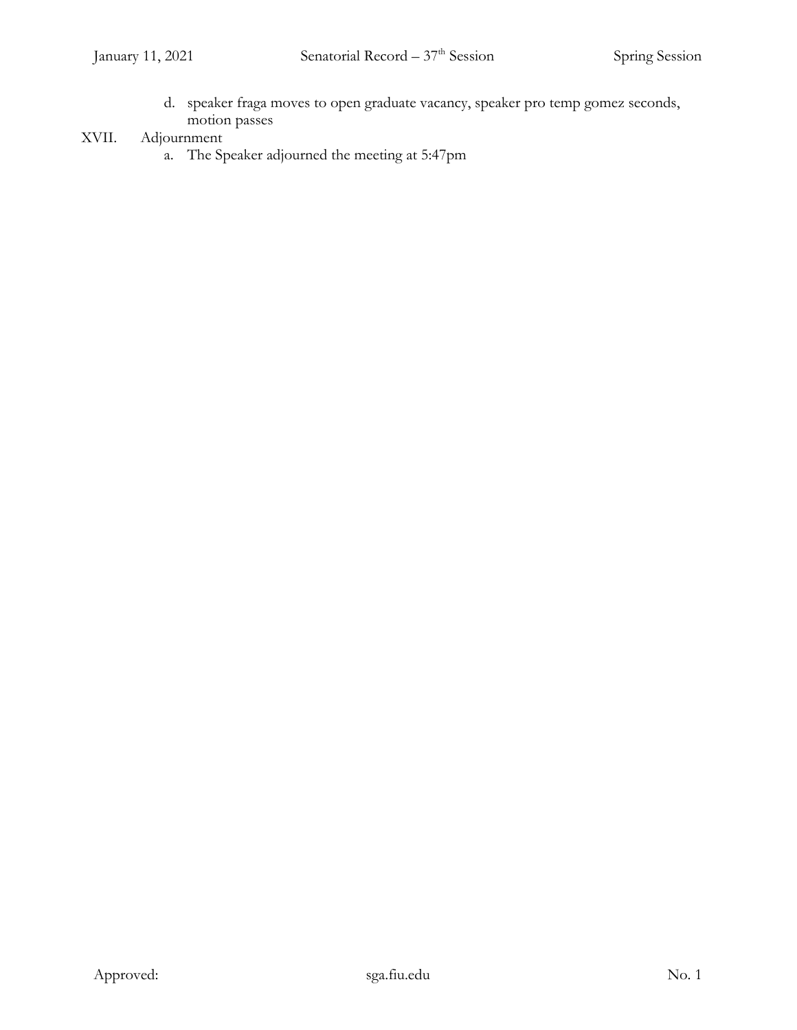d. speaker fraga moves to open graduate vacancy, speaker pro temp gomez seconds, motion passes

XVII. Adjournment

a. The Speaker adjourned the meeting at 5:47pm